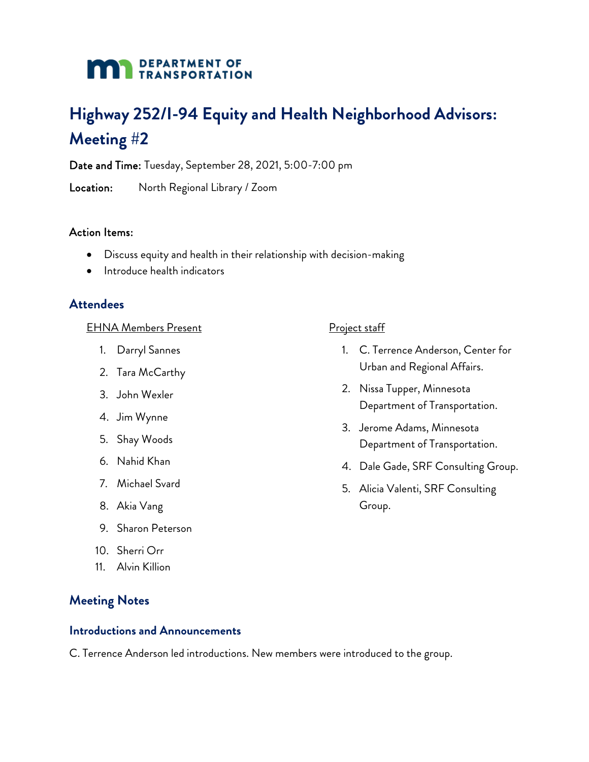DEPARTMENT OF TRANSPORTATION

# Highway 252/I-94 Equity and Health Neighborhood Advisors: Meeting #2

**Date and Time:** Tuesday, September 28, 2021, 5:00-7:00 pm

**Location:** North Regional Library / Zoom

**Action Items:**

- Discuss equity and health in their relationship with decision-making
- Introduce health indicators

## Attendees

EHNA Members Present

1. Darryl Sannes
2. Tara McCarthy
3. John Wexler
4. Jim Wynne
5. Shay Woods
6. Nahid Khan
7. Michael Svard
8. Akia Vang
9. Sharon Peterson
10. Sherri Orr
11. Alvin Killion

Project staff

1. C. Terrence Anderson, Center for Urban and Regional Affairs.
2. Nissa Tupper, Minnesota Department of Transportation.
3. Jerome Adams, Minnesota Department of Transportation.
4. Dale Gade, SRF Consulting Group.
5. Alicia Valenti, SRF Consulting Group.

## Meeting Notes

### Introductions and Announcements

C. Terrence Anderson led introductions. New members were introduced to the group.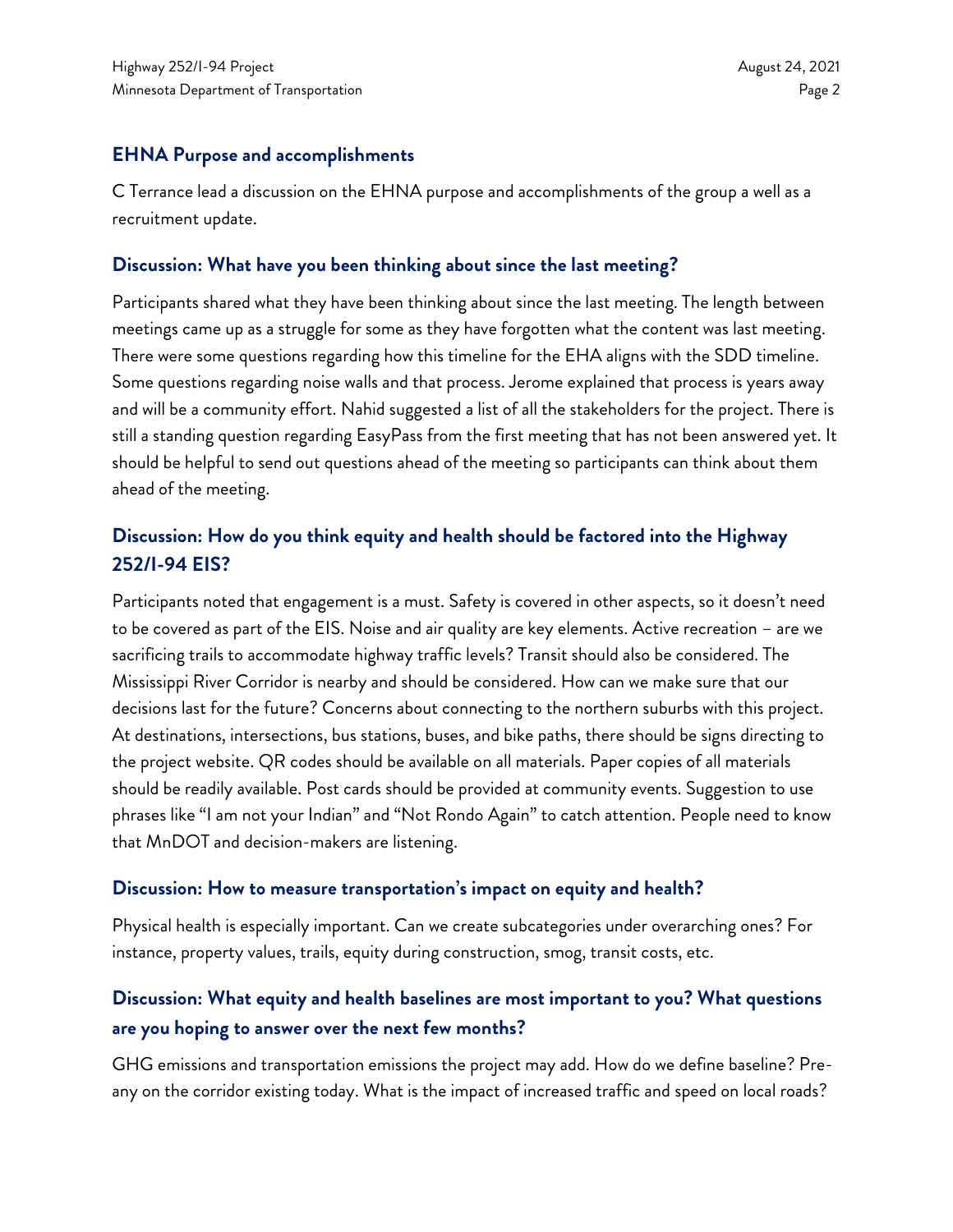## EHNA Purpose and accomplishments

C Terrance lead a discussion on the EHNA purpose and accomplishments of the group a well as a recruitment update.

## Discussion: What have you been thinking about since the last meeting?

Participants shared what they have been thinking about since the last meeting. The length between meetings came up as a struggle for some as they have forgotten what the content was last meeting. There were some questions regarding how this timeline for the EHA aligns with the SDD timeline. Some questions regarding noise walls and that process. Jerome explained that process is years away and will be a community effort. Nahid suggested a list of all the stakeholders for the project. There is still a standing question regarding EasyPass from the first meeting that has not been answered yet. It should be helpful to send out questions ahead of the meeting so participants can think about them ahead of the meeting.

## Discussion: How do you think equity and health should be factored into the Highway 252/I-94 EIS?

Participants noted that engagement is a must. Safety is covered in other aspects, so it doesn't need to be covered as part of the EIS. Noise and air quality are key elements. Active recreation – are we sacrificing trails to accommodate highway traffic levels? Transit should also be considered. The Mississippi River Corridor is nearby and should be considered. How can we make sure that our decisions last for the future? Concerns about connecting to the northern suburbs with this project. At destinations, intersections, bus stations, buses, and bike paths, there should be signs directing to the project website. QR codes should be available on all materials. Paper copies of all materials should be readily available. Post cards should be provided at community events. Suggestion to use phrases like "I am not your Indian" and "Not Rondo Again" to catch attention. People need to know that MnDOT and decision-makers are listening.

## Discussion: How to measure transportation's impact on equity and health?

Physical health is especially important. Can we create subcategories under overarching ones? For instance, property values, trails, equity during construction, smog, transit costs, etc.

## Discussion: What equity and health baselines are most important to you? What questions are you hoping to answer over the next few months?

GHG emissions and transportation emissions the project may add. How do we define baseline? Pre-any on the corridor existing today. What is the impact of increased traffic and speed on local roads?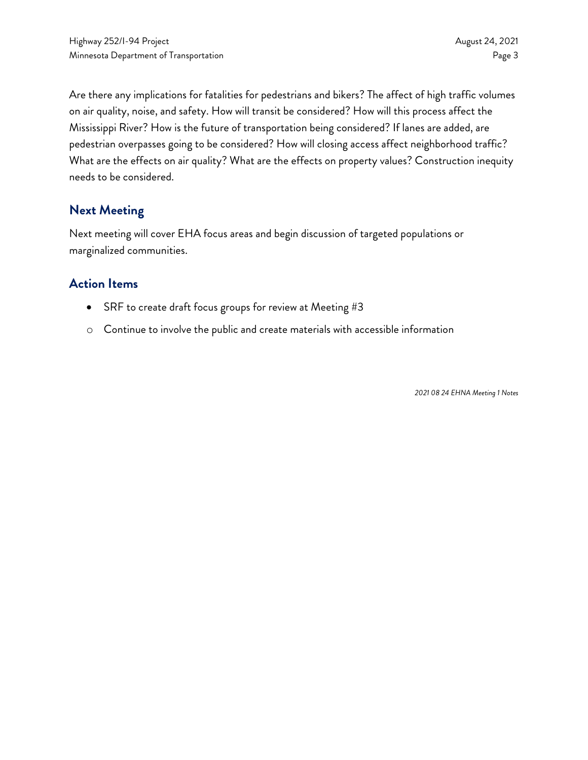Are there any implications for fatalities for pedestrians and bikers? The affect of high traffic volumes on air quality, noise, and safety. How will transit be considered? How will this process affect the Mississippi River? How is the future of transportation being considered? If lanes are added, are pedestrian overpasses going to be considered? How will closing access affect neighborhood traffic? What are the effects on air quality? What are the effects on property values? Construction inequity needs to be considered.

## Next Meeting

Next meeting will cover EHA focus areas and begin discussion of targeted populations or marginalized communities.

## Action Items

- SRF to create draft focus groups for review at Meeting #3
  - Continue to involve the public and create materials with accessible information

*2021 08 24 EHNA Meeting 1 Notes*